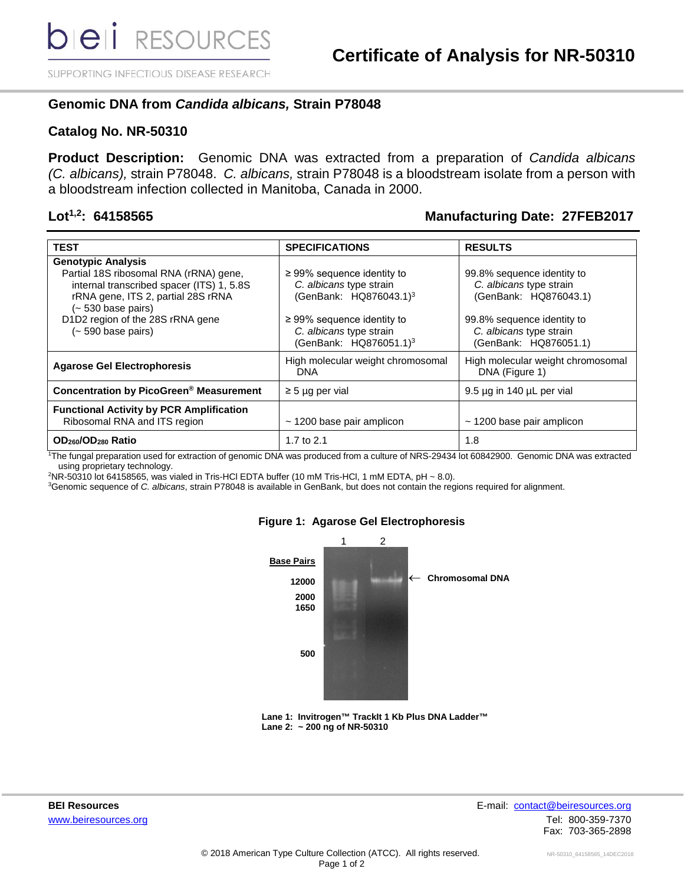# Certificate of Analysis for NR-50310

## Genomic DNA from *Candida albicans,* Strain P78048

## Catalog No. NR-50310

**Product Description:** Genomic DNA was extracted from a preparation of *Candida albicans (C. albicans),* strain P78048. *C. albicans,* strain P78048 is a bloodstream isolate from a person with a bloodstream infection collected in Manitoba, Canada in 2000.

**Lot[1,2]: 64158565** **Manufacturing Date: 27FEB2017**

| TEST | SPECIFICATIONS | RESULTS |
|---|---|---|
| **Genotypic Analysis**<br>Partial 18S ribosomal RNA (rRNA) gene, internal transcribed spacer (ITS) 1, 5.8S rRNA gene, ITS 2, partial 28S rRNA (~ 530 base pairs) | ≥ 99% sequence identity to *C. albicans* type strain (GenBank: HQ876043.1)[3] | 99.8% sequence identity to *C. albicans* type strain (GenBank: HQ876043.1) |
| D1D2 region of the 28S rRNA gene (~ 590 base pairs) | ≥ 99% sequence identity to *C. albicans* type strain (GenBank: HQ876051.1)[3] | 99.8% sequence identity to *C. albicans* type strain (GenBank: HQ876051.1) |
| **Agarose Gel Electrophoresis** | High molecular weight chromosomal DNA | High molecular weight chromosomal DNA (Figure 1) |
| **Concentration by PicoGreen® Measurement** | ≥ 5 µg per vial | 9.5 µg in 140 µL per vial |
| **Functional Activity by PCR Amplification**<br>Ribosomal RNA and ITS region | ~ 1200 base pair amplicon | ~ 1200 base pair amplicon |
| **$OD_{260}/OD_{280}$ Ratio** | 1.7 to 2.1 | 1.8 |

[1]The fungal preparation used for extraction of genomic DNA was produced from a culture of NRS-29434 lot 60842900. Genomic DNA was extracted using proprietary technology.
[2]NR-50310 lot 64158565, was vialed in Tris-HCl EDTA buffer (10 mM Tris-HCl, 1 mM EDTA, pH ~ 8.0).
[3]Genomic sequence of *C. albicans*, strain P78048 is available in GenBank, but does not contain the regions required for alignment.

**Figure 1: Agarose Gel Electrophoresis**

**Lane 1: Invitrogen™ TrackIt 1 Kb Plus DNA Ladder™**
**Lane 2: ~ 200 ng of NR-50310**

**BEI Resources**
www.beiresources.org

E-mail: contact@beiresources.org
Tel: 800-359-7370
Fax: 703-365-2898

© 2018 American Type Culture Collection (ATCC). All rights reserved.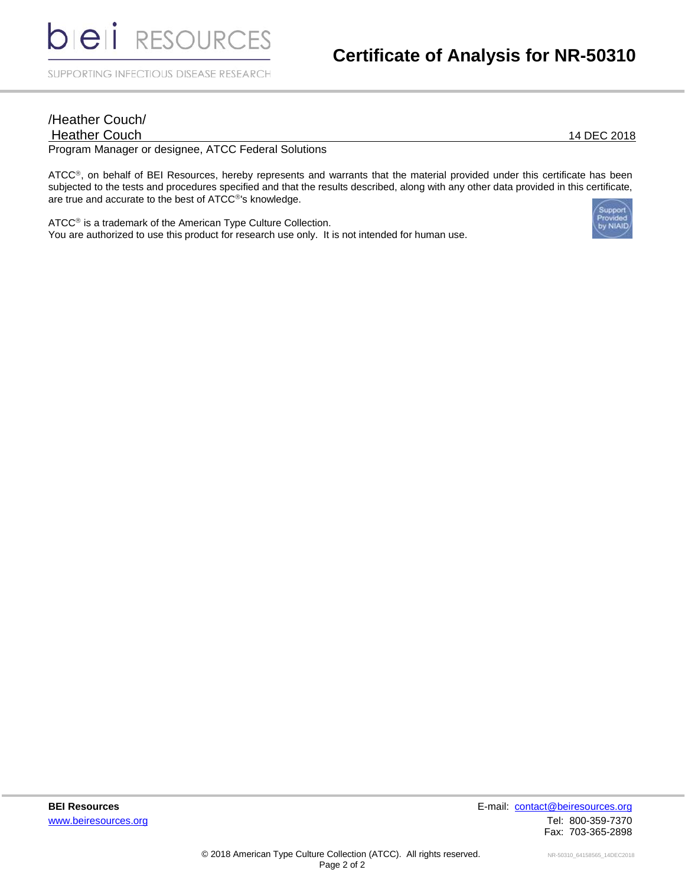# Certificate of Analysis for NR-50310

/Heather Couch/
Heather Couch 14 DEC 2018

Program Manager or designee, ATCC Federal Solutions

ATCC®, on behalf of BEI Resources, hereby represents and warrants that the material provided under this certificate has been subjected to the tests and procedures specified and that the results described, along with any other data provided in this certificate, are true and accurate to the best of ATCC®'s knowledge.

ATCC® is a trademark of the American Type Culture Collection.
You are authorized to use this product for research use only. It is not intended for human use.

**BEI Resources**
www.beiresources.org

E-mail: contact@beiresources.org
Tel: 800-359-7370
Fax: 703-365-2898

© 2018 American Type Culture Collection (ATCC). All rights reserved.

NR-50310_64158565_14DEC2018